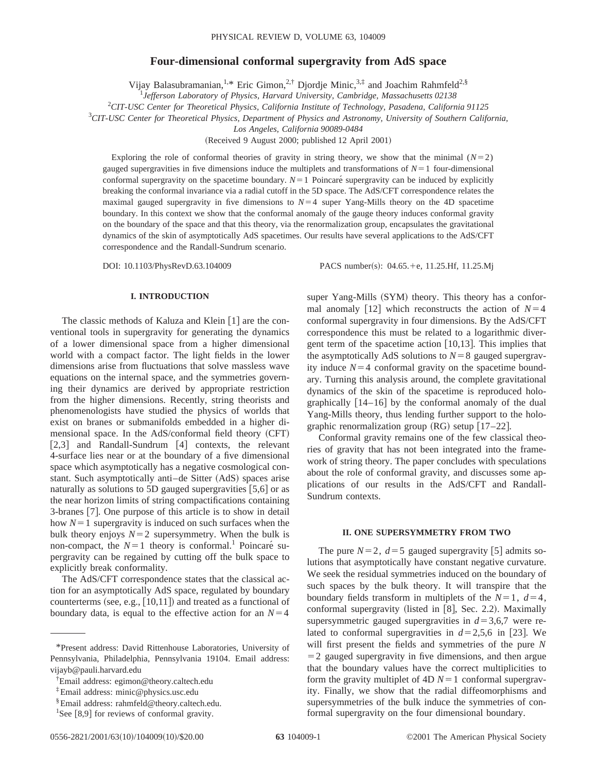# Four-dimensional conformal supergravity from AdS space

Vijay Balasubramanian,[1,*] Eric Gimon,[2,†] Djordje Minic,[3,‡] and Joachim Rahmfeld[2,§]

[1]*Jefferson Laboratory of Physics, Harvard University, Cambridge, Massachusetts 02138*

[2]*CIT-USC Center for Theoretical Physics, California Institute of Technology, Pasadena, California 91125*

[3]*CIT-USC Center for Theoretical Physics, Department of Physics and Astronomy, University of Southern California, Los Angeles, California 90089-0484*

(Received 9 August 2000; published 12 April 2001)

Exploring the role of conformal theories of gravity in string theory, we show that the minimal ($N=2$) gauged supergravities in five dimensions induce the multiplets and transformations of $N=1$ four-dimensional conformal supergravity on the spacetime boundary. $N=1$ Poincaré supergravity can be induced by explicitly breaking the conformal invariance via a radial cutoff in the 5D space. The AdS/CFT correspondence relates the maximal gauged supergravity in five dimensions to $N=4$ super Yang-Mills theory on the 4D spacetime boundary. In this context we show that the conformal anomaly of the gauge theory induces conformal gravity on the boundary of the space and that this theory, via the renormalization group, encapsulates the gravitational dynamics of the skin of asymptotically AdS spacetimes. Our results have several applications to the AdS/CFT correspondence and the Randall-Sundrum scenario.

DOI: 10.1103/PhysRevD.63.104009 PACS number(s): 04.65.+e, 11.25.Hf, 11.25.Mj

## I. INTRODUCTION

The classic methods of Kaluza and Klein [1] are the conventional tools in supergravity for generating the dynamics of a lower dimensional space from a higher dimensional world with a compact factor. The light fields in the lower dimensions arise from fluctuations that solve massless wave equations on the internal space, and the symmetries governing their dynamics are derived by appropriate restriction from the higher dimensions. Recently, string theorists and phenomenologists have studied the physics of worlds that exist on branes or submanifolds embedded in a higher dimensional space. In the AdS/conformal field theory (CFT) [2,3] and Randall-Sundrum [4] contexts, the relevant 4-surface lies near or at the boundary of a five dimensional space which asymptotically has a negative cosmological constant. Such asymptotically anti–de Sitter (AdS) spaces arise naturally as solutions to 5D gauged supergravities [5,6] or as the near horizon limits of string compactifications containing 3-branes [7]. One purpose of this article is to show in detail how $N=1$ supergravity is induced on such surfaces when the bulk theory enjoys $N=2$ supersymmetry. When the bulk is non-compact, the $N=1$ theory is conformal.[1] Poincaré supergravity can be regained by cutting off the bulk space to explicitly break conformality.

The AdS/CFT correspondence states that the classical action for an asymptotically AdS space, regulated by boundary counterterms (see, e.g., [10,11]) and treated as a functional of boundary data, is equal to the effective action for an $N=4$ super Yang-Mills (SYM) theory. This theory has a conformal anomaly [12] which reconstructs the action of $N=4$ conformal supergravity in four dimensions. By the AdS/CFT correspondence this must be related to a logarithmic divergent term of the spacetime action [10,13]. This implies that the asymptotically AdS solutions to $N=8$ gauged supergravity induce $N=4$ conformal gravity on the spacetime boundary. Turning this analysis around, the complete gravitational dynamics of the skin of the spacetime is reproduced holographically [14–16] by the conformal anomaly of the dual Yang-Mills theory, thus lending further support to the holographic renormalization group (RG) setup [17–22].

Conformal gravity remains one of the few classical theories of gravity that has not been integrated into the framework of string theory. The paper concludes with speculations about the role of conformal gravity, and discusses some applications of our results in the AdS/CFT and Randall-Sundrum contexts.

## II. ONE SUPERSYMMETRY FROM TWO

The pure $N=2$, $d=5$ gauged supergravity [5] admits solutions that asymptotically have constant negative curvature. We seek the residual symmetries induced on the boundary of such spaces by the bulk theory. It will transpire that the boundary fields transform in multiplets of the $N=1$, $d=4$, conformal supergravity (listed in [8], Sec. 2.2). Maximally supersymmetric gauged supergravities in $d=3,6,7$ were related to conformal supergravities in $d=2,5,6$ in [23]. We will first present the fields and symmetries of the pure $N=2$ gauged supergravity in five dimensions, and then argue that the boundary values have the correct multiplicities to form the gravity multiplet of 4D $N=1$ conformal supergravity. Finally, we show that the radial diffeomorphisms and supersymmetries of the bulk induce the symmetries of conformal supergravity on the four dimensional boundary.

---

*Present address: David Rittenhouse Laboratories, University of Pennsylvania, Philadelphia, Pennsylvania 19104. Email address: vijayb@pauli.harvard.edu

†Email address: egimon@theory.caltech.edu

‡Email address: minic@physics.usc.edu

§Email address: rahmfeld@theory.caltech.edu.

[1]See [8,9] for reviews of conformal gravity.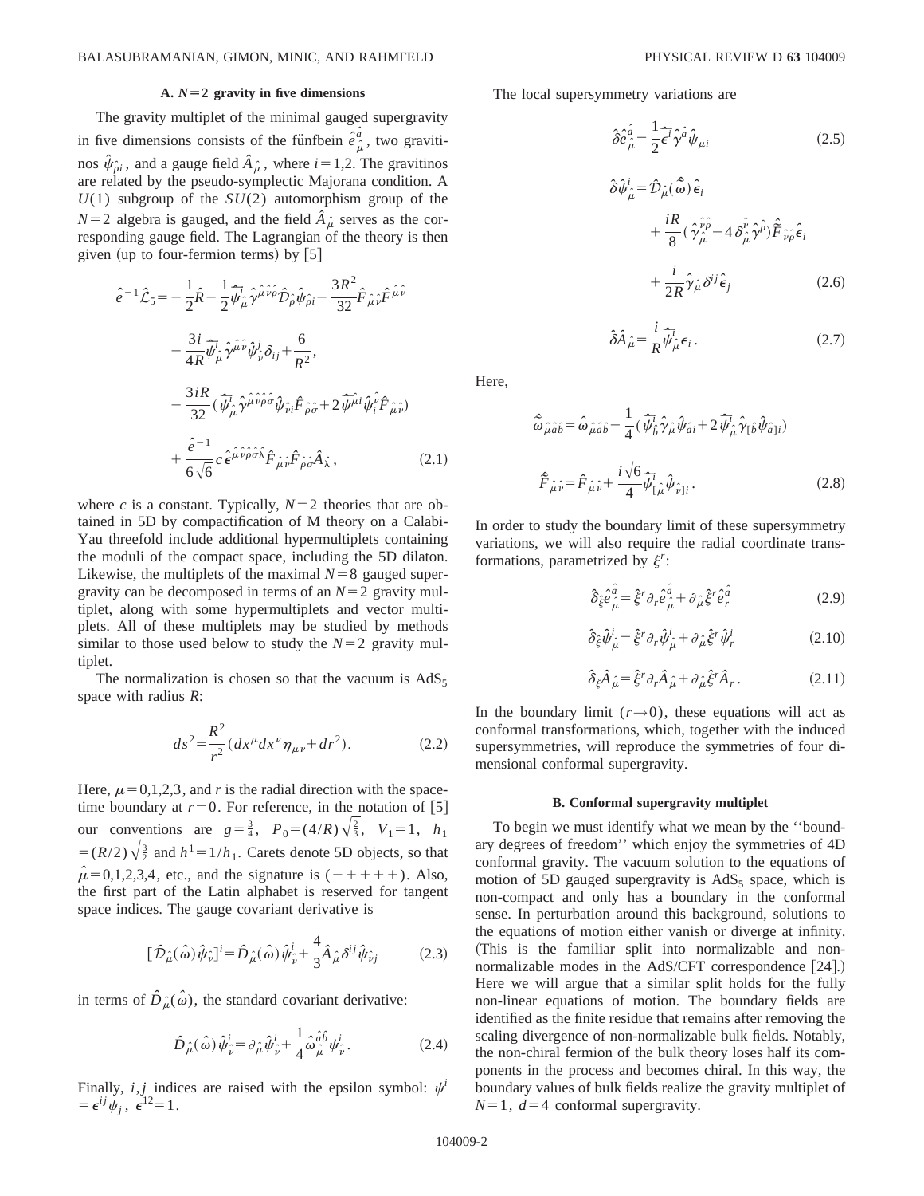### A. $N=2$ gravity in five dimensions

The gravity multiplet of the minimal gauged supergravity in five dimensions consists of the fünfbein $\hat{e}_{\hat{\mu}}^{\hat{a}}$, two gravitinos $\hat{\psi}_{\hat{\rho}i}$, and a gauge field $\hat{A}_{\hat{\mu}}$, where $i=1,2$. The gravitinos are related by the pseudo-symplectic Majorana condition. A $U(1)$ subgroup of the $SU(2)$ automorphism group of the $N=2$ algebra is gauged, and the field $\hat{A}_{\hat{\mu}}$ serves as the corresponding gauge field. The Lagrangian of the theory is then given (up to four-fermion terms) by [5]

$$
\begin{aligned}
\hat{e}^{-1}\hat{\mathcal{L}}_5 = & -\frac{1}{2}\hat{R} - \frac{1}{2}\hat{\bar{\psi}}^i_{\hat{\mu}}\hat{\gamma}^{\hat{\mu}\hat{\nu}\hat{\rho}}\hat{\mathcal{D}}_{\hat{\rho}}\hat{\psi}_{\hat{\rho}i} - \frac{3R^2}{32}\hat{F}_{\hat{\mu}\hat{\nu}}\hat{F}^{\hat{\mu}\hat{\nu}} \\
& - \frac{3i}{4R}\hat{\bar{\psi}}^i_{\hat{\mu}}\hat{\gamma}^{\hat{\mu}\hat{\nu}}\hat{\psi}^j_{\hat{\nu}}\delta_{ij} + \frac{6}{R^2}, \\
& - \frac{3iR}{32}(\hat{\bar{\psi}}^i_{\hat{\mu}}\hat{\gamma}^{\hat{\mu}\hat{\nu}\hat{\rho}\hat{\sigma}}\hat{\psi}_{\hat{\nu}i}\hat{F}_{\hat{\rho}\hat{\sigma}} + 2\hat{\bar{\psi}}^{\hat{\mu}i}\hat{\psi}^{\hat{\nu}}_i\hat{F}_{\hat{\mu}\hat{\nu}}) \\
& + \frac{\hat{e}^{-1}}{6\sqrt{6}}c\,\hat{\epsilon}^{\hat{\mu}\hat{\nu}\hat{\rho}\hat{\sigma}\hat{\lambda}}\hat{F}_{\hat{\mu}\hat{\nu}}\hat{F}_{\hat{\rho}\hat{\sigma}}\hat{A}_{\hat{\lambda}},
\end{aligned}
\tag{2.1}
$$

where $c$ is a constant. Typically, $N=2$ theories that are obtained in 5D by compactification of M theory on a Calabi-Yau threefold include additional hypermultiplets containing the moduli of the compact space, including the 5D dilaton. Likewise, the multiplets of the maximal $N=8$ gauged supergravity can be decomposed in terms of an $N=2$ gravity multiplet, along with some hypermultiplets and vector multiplets. All of these multiplets may be studied by methods similar to those used below to study the $N=2$ gravity multiplet.

The normalization is chosen so that the vacuum is $AdS_5$ space with radius $R$:

$$
ds^2 = \frac{R^2}{r^2}(dx^\mu dx^\nu \eta_{\mu\nu} + dr^2). \tag{2.2}
$$

Here, $\mu=0,1,2,3$, and $r$ is the radial direction with the spacetime boundary at $r=0$. For reference, in the notation of [5] our conventions are $g=\frac{3}{4}$, $P_0=(4/R)\sqrt{\frac{2}{3}}$, $V_1=1$, $h_1=(R/2)\sqrt{\frac{3}{2}}$ and $h^1=1/h_1$. Carets denote 5D objects, so that $\hat{\mu}=0,1,2,3,4$, etc., and the signature is $(-++++)$. Also, the first part of the Latin alphabet is reserved for tangent space indices. The gauge covariant derivative is

$$
[\hat{\mathcal{D}}_{\hat{\mu}}(\hat{\omega})\hat{\psi}_{\hat{\nu}}]^i = \hat{D}_{\hat{\mu}}(\hat{\omega})\hat{\psi}^i_{\hat{\nu}} + \frac{4}{3}\hat{A}_{\hat{\mu}}\delta^{ij}\hat{\psi}_{\hat{\nu}j} \tag{2.3}
$$

in terms of $\hat{D}_{\hat{\mu}}(\hat{\omega})$, the standard covariant derivative:

$$
\hat{D}_{\hat{\mu}}(\hat{\omega})\hat{\psi}^i_{\hat{\nu}} = \partial_{\hat{\mu}}\hat{\psi}^i_{\hat{\nu}} + \frac{1}{4}\hat{\omega}^{\hat{a}\hat{b}}_{\hat{\mu}}\psi^i_{\hat{\nu}}. \tag{2.4}
$$

Finally, $i,j$ indices are raised with the epsilon symbol: $\psi^i = \epsilon^{ij}\psi_j$, $\epsilon^{12}=1$.

The local supersymmetry variations are

$$
\hat{\delta}\hat{e}^{\hat{a}}_{\hat{\mu}} = \frac{1}{2}\hat{\bar{\epsilon}}^i\hat{\gamma}^{\hat{a}}\hat{\psi}_{\mu i} \tag{2.5}
$$

$$
\begin{aligned}
\hat{\delta}\hat{\psi}^i_{\hat{\mu}} = & \hat{\mathcal{D}}_{\hat{\mu}}(\hat{\hat{\omega}})\hat{\epsilon}_i \\
& + \frac{iR}{8}(\hat{\gamma}^{\hat{\nu}\hat{\rho}}_{\hat{\mu}} - 4\delta^{\hat{\nu}}_{\hat{\mu}}\hat{\gamma}^{\hat{\rho}})\hat{\hat{F}}_{\hat{\nu}\hat{\rho}}\hat{\epsilon}_i \\
& + \frac{i}{2R}\hat{\gamma}_{\hat{\mu}}\delta^{ij}\hat{\epsilon}_j
\end{aligned}
\tag{2.6}
$$

$$
\hat{\delta}\hat{A}_{\hat{\mu}} = \frac{i}{R}\hat{\bar{\psi}}^i_{\hat{\mu}}\epsilon_i. \tag{2.7}
$$

Here,

$$
\hat{\hat{\omega}}_{\hat{\mu}\hat{a}\hat{b}} = \hat{\omega}_{\hat{\mu}\hat{a}\hat{b}} - \frac{1}{4}(\hat{\bar{\psi}}^i_{\hat{b}}\hat{\gamma}_{\hat{\mu}}\hat{\psi}_{\hat{a}i} + 2\hat{\bar{\psi}}^i_{\hat{\mu}}\hat{\gamma}_{[\hat{b}}\hat{\psi}_{\hat{a}]i})
$$

$$
\hat{\hat{F}}_{\hat{\mu}\hat{\nu}} = \hat{F}_{\hat{\mu}\hat{\nu}} + \frac{i\sqrt{6}}{4}\hat{\bar{\psi}}^i_{[\hat{\mu}}\hat{\psi}_{\hat{\nu}]i}. \tag{2.8}
$$

In order to study the boundary limit of these supersymmetry variations, we will also require the radial coordinate transformations, parametrized by $\xi^r$:

$$
\hat{\delta}_{\hat{\xi}}\hat{e}^{\hat{a}}_{\hat{\mu}} = \hat{\xi}^r\partial_r\hat{e}^{\hat{a}}_{\hat{\mu}} + \partial_{\hat{\mu}}\hat{\xi}^r\hat{e}^{\hat{a}}_r \tag{2.9}
$$

$$
\hat{\delta}_{\hat{\xi}}\hat{\psi}^i_{\hat{\mu}} = \hat{\xi}^r\partial_r\hat{\psi}^i_{\hat{\mu}} + \partial_{\hat{\mu}}\hat{\xi}^r\hat{\psi}^i_r \tag{2.10}
$$

$$
\hat{\delta}_{\xi}\hat{A}_{\hat{\mu}} = \hat{\xi}^r\partial_r\hat{A}_{\hat{\mu}} + \partial_{\hat{\mu}}\hat{\xi}^r\hat{A}_r. \tag{2.11}
$$

In the boundary limit $(r\to 0)$, these equations will act as conformal transformations, which, together with the induced supersymmetries, will reproduce the symmetries of four dimensional conformal supergravity.

### B. Conformal supergravity multiplet

To begin we must identify what we mean by the "boundary degrees of freedom" which enjoy the symmetries of 4D conformal gravity. The vacuum solution to the equations of motion of 5D gauged supergravity is $AdS_5$ space, which is non-compact and only has a boundary in the conformal sense. In perturbation around this background, solutions to the equations of motion either vanish or diverge at infinity. (This is the familiar split into normalizable and non-normalizable modes in the AdS/CFT correspondence [24].) Here we will argue that a similar split holds for the fully non-linear equations of motion. The boundary fields are identified as the finite residue that remains after removing the scaling divergence of non-normalizable bulk fields. Notably, the non-chiral fermion of the bulk theory loses half its components in the process and becomes chiral. In this way, the boundary values of bulk fields realize the gravity multiplet of $N=1$, $d=4$ conformal supergravity.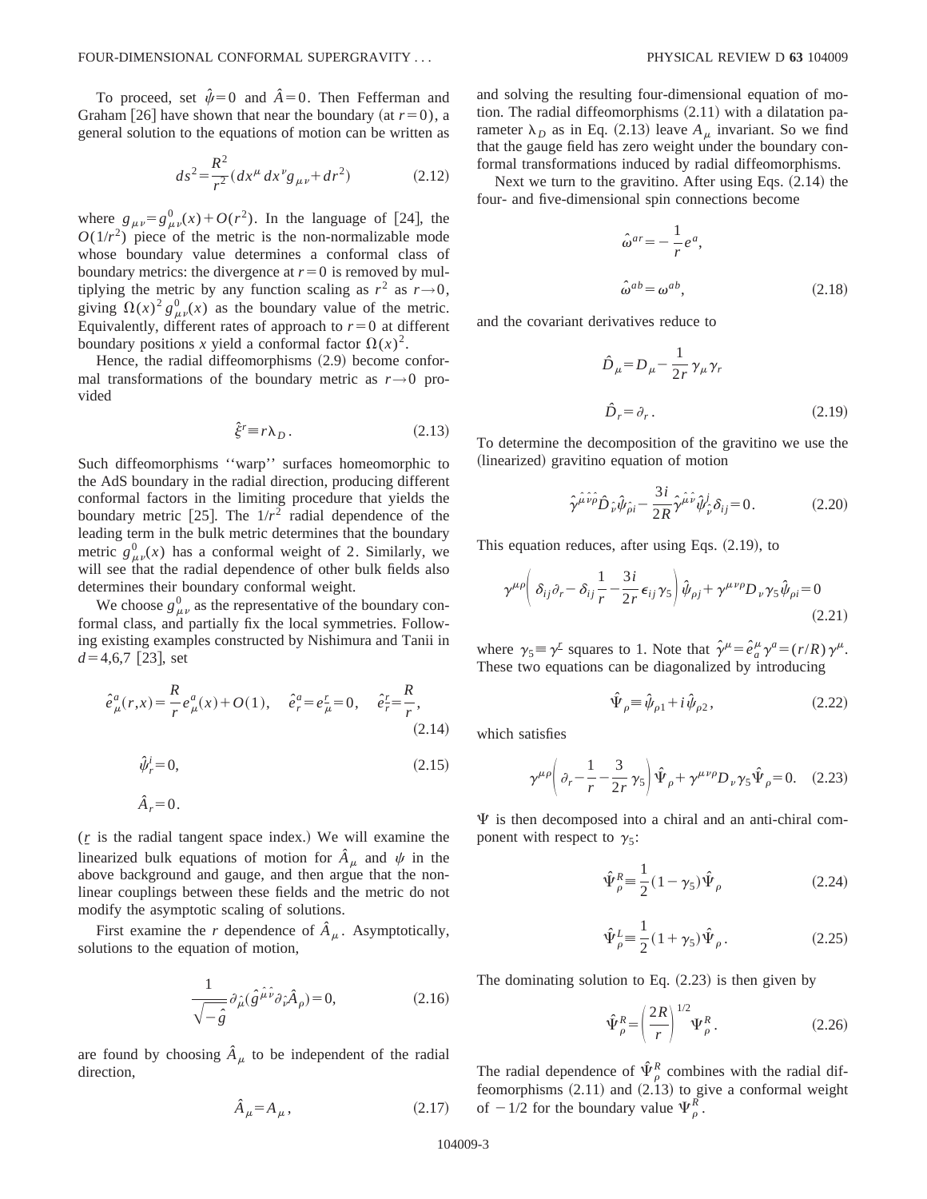To proceed, set $\hat{\psi}=0$ and $\hat{A}=0$. Then Fefferman and Graham [26] have shown that near the boundary (at $r=0$), a general solution to the equations of motion can be written as

$$ds^2 = \frac{R^2}{r^2}(dx^\mu dx^\nu g_{\mu\nu} + dr^2) \tag{2.12}$$

where $g_{\mu\nu} = g^0_{\mu\nu}(x) + O(r^2)$. In the language of [24], the $O(1/r^2)$ piece of the metric is the non-normalizable mode whose boundary value determines a conformal class of boundary metrics: the divergence at $r=0$ is removed by multiplying the metric by any function scaling as $r^2$ as $r\to 0$, giving $\Omega(x)^2 g^0_{\mu\nu}(x)$ as the boundary value of the metric. Equivalently, different rates of approach to $r=0$ at different boundary positions $x$ yield a conformal factor $\Omega(x)^2$.

Hence, the radial diffeomorphisms (2.9) become conformal transformations of the boundary metric as $r\to 0$ provided

$$\hat{\xi}^r \equiv r\lambda_D. \tag{2.13}$$

Such diffeomorphisms "warp" surfaces homeomorphic to the AdS boundary in the radial direction, producing different conformal factors in the limiting procedure that yields the boundary metric [25]. The $1/r^2$ radial dependence of the leading term in the bulk metric determines that the boundary metric $g^0_{\mu\nu}(x)$ has a conformal weight of 2. Similarly, we will see that the radial dependence of other bulk fields also determines their boundary conformal weight.

We choose $g^0_{\mu\nu}$ as the representative of the boundary conformal class, and partially fix the local symmetries. Following existing examples constructed by Nishimura and Tanii in $d=4,6,7$ [23], set

$$\hat{e}^a_\mu(r,x) = \frac{R}{r}e^a_\mu(x) + O(1), \quad \hat{e}^a_r = e^{\underline{r}}_\mu = 0, \quad \hat{e}^{\underline{r}}_r = \frac{R}{r}, \tag{2.14}$$

$$\hat{\psi}^i_r = 0, \tag{2.15}$$

$$\hat{A}_r = 0.$$

($\underline{r}$ is the radial tangent space index.) We will examine the linearized bulk equations of motion for $\hat{A}_\mu$ and $\psi$ in the above background and gauge, and then argue that the nonlinear couplings between these fields and the metric do not modify the asymptotic scaling of solutions.

First examine the $r$ dependence of $\hat{A}_\mu$. Asymptotically, solutions to the equation of motion,

$$\frac{1}{\sqrt{-\hat{g}}}\partial_{\hat{\mu}}(\hat{g}^{\hat{\mu}\hat{\nu}}\partial_{\hat{\nu}}\hat{A}_\rho) = 0, \tag{2.16}$$

are found by choosing $\hat{A}_\mu$ to be independent of the radial direction,

$$\hat{A}_\mu = A_\mu, \tag{2.17}$$

and solving the resulting four-dimensional equation of motion. The radial diffeomorphisms (2.11) with a dilatation parameter $\lambda_D$ as in Eq. (2.13) leave $A_\mu$ invariant. So we find that the gauge field has zero weight under the boundary conformal transformations induced by radial diffeomorphisms.

Next we turn to the gravitino. After using Eqs. (2.14) the four- and five-dimensional spin connections become

$$\hat{\omega}^{ar} = -\frac{1}{r}e^a,$$

$$\hat{\omega}^{ab} = \omega^{ab}, \tag{2.18}$$

and the covariant derivatives reduce to

$$\hat{D}_\mu = D_\mu - \frac{1}{2r}\gamma_\mu\gamma_r$$

$$\hat{D}_r = \partial_r. \tag{2.19}$$

To determine the decomposition of the gravitino we use the (linearized) gravitino equation of motion

$$\hat{\gamma}^{\hat{\mu}\hat{\nu}\hat{\rho}}\hat{D}_{\hat{\nu}}\hat{\psi}_{\hat{\rho}i} - \frac{3i}{2R}\hat{\gamma}^{\hat{\mu}\hat{\nu}}\hat{\psi}^j_{\hat{\nu}}\delta_{ij} = 0. \tag{2.20}$$

This equation reduces, after using Eqs. (2.19), to

$$\gamma^{\mu\rho}\left(\delta_{ij}\partial_r - \delta_{ij}\frac{1}{r} - \frac{3i}{2r}\epsilon_{ij}\gamma_5\right)\hat{\psi}_{\rho j} + \gamma^{\mu\nu\rho}D_\nu\gamma_5\hat{\psi}_{\rho i} = 0 \tag{2.21}$$

where $\gamma_5 \equiv \gamma^{\underline{r}}$ squares to 1. Note that $\hat{\gamma}^\mu = \hat{e}^\mu_a\gamma^a = (r/R)\gamma^\mu$. These two equations can be diagonalized by introducing

$$\hat{\Psi}_\rho \equiv \hat{\psi}_{\rho 1} + i\hat{\psi}_{\rho 2}, \tag{2.22}$$

which satisfies

$$\gamma^{\mu\rho}\left(\partial_r - \frac{1}{r} - \frac{3}{2r}\gamma_5\right)\hat{\Psi}_\rho + \gamma^{\mu\nu\rho}D_\nu\gamma_5\hat{\Psi}_\rho = 0. \tag{2.23}$$

$\Psi$ is then decomposed into a chiral and an anti-chiral component with respect to $\gamma_5$:

$$\hat{\Psi}^R_\rho \equiv \frac{1}{2}(1-\gamma_5)\hat{\Psi}_\rho \tag{2.24}$$

$$\hat{\Psi}^L_\rho \equiv \frac{1}{2}(1+\gamma_5)\hat{\Psi}_\rho. \tag{2.25}$$

The dominating solution to Eq. (2.23) is then given by

$$\hat{\Psi}^R_\rho = \left(\frac{2R}{r}\right)^{1/2}\Psi^R_\rho. \tag{2.26}$$

The radial dependence of $\hat{\Psi}^R_\rho$ combines with the radial diffeomorphisms (2.11) and (2.13) to give a conformal weight of $-1/2$ for the boundary value $\Psi^R_\rho$.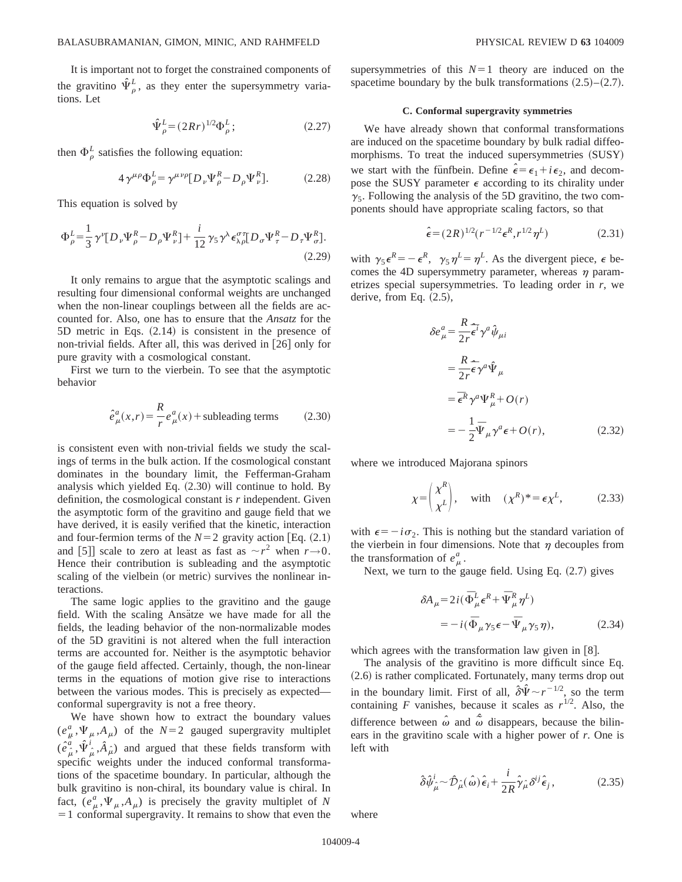It is important not to forget the constrained components of the gravitino $\hat{\Psi}^L_\rho$, as they enter the supersymmetry variations. Let

$$\hat{\Psi}^L_\rho = (2Rr)^{1/2}\Phi^L_\rho; \tag{2.27}$$

then $\Phi^L_\rho$ satisfies the following equation:

$$4\gamma^{\mu\rho}\Phi^L_\rho = \gamma^{\mu\nu\rho}[D_\nu \Psi^R_\rho - D_\rho \Psi^R_\nu]. \tag{2.28}$$

This equation is solved by

$$\Phi^L_\rho = \frac{1}{3}\gamma^\nu[D_\nu \Psi^R_\rho - D_\rho \Psi^R_\nu] + \frac{i}{12}\gamma_5 \gamma^\lambda \epsilon^{\sigma\tau}_{\lambda\rho}[D_\sigma \Psi^R_\tau - D_\tau \Psi^R_\sigma]. \tag{2.29}$$

It only remains to argue that the asymptotic scalings and resulting four dimensional conformal weights are unchanged when the non-linear couplings between all the fields are accounted for. Also, one has to ensure that the *Ansatz* for the 5D metric in Eqs. (2.14) is consistent in the presence of non-trivial fields. After all, this was derived in [26] only for pure gravity with a cosmological constant.

First we turn to the vierbein. To see that the asymptotic behavior

$$\hat{e}^a_\mu(x,r) = \frac{R}{r} e^a_\mu(x) + \text{subleading terms} \tag{2.30}$$

is consistent even with non-trivial fields we study the scalings of terms in the bulk action. If the cosmological constant dominates in the boundary limit, the Fefferman-Graham analysis which yielded Eq. (2.30) will continue to hold. By definition, the cosmological constant is $r$ independent. Given the asymptotic form of the gravitino and gauge field that we have derived, it is easily verified that the kinetic, interaction and four-fermion terms of the $N=2$ gravity action [Eq. (2.1) and [5]] scale to zero at least as fast as $\sim r^2$ when $r \to 0$. Hence their contribution is subleading and the asymptotic scaling of the vielbein (or metric) survives the nonlinear interactions.

The same logic applies to the gravitino and the gauge field. With the scaling Ansätze we have made for all the fields, the leading behavior of the non-normalizable modes of the 5D gravitini is not altered when the full interaction terms are accounted for. Neither is the asymptotic behavior of the gauge field affected. Certainly, though, the non-linear terms in the equations of motion give rise to interactions between the various modes. This is precisely as expected—conformal supergravity is not a free theory.

We have shown how to extract the boundary values $(e^a_\mu, \Psi_\mu, A_\mu)$ of the $N=2$ gauged supergravity multiplet $(\hat{e}^{\hat{a}}_{\hat{\mu}}, \hat{\Psi}^i_{\hat{\mu}}, \hat{A}_{\hat{\mu}})$ and argued that these fields transform with specific weights under the induced conformal transformations of the spacetime boundary. In particular, although the bulk gravitino is non-chiral, its boundary value is chiral. In fact, $(e^a_\mu, \Psi_\mu, A_\mu)$ is precisely the gravity multiplet of $N=1$ conformal supergravity. It remains to show that even the supersymmetries of this $N=1$ theory are induced on the spacetime boundary by the bulk transformations (2.5)–(2.7).

### C. Conformal supergravity symmetries

We have already shown that conformal transformations are induced on the spacetime boundary by bulk radial diffeomorphisms. To treat the induced supersymmetries (SUSY) we start with the fünfbein. Define $\hat{\epsilon} = \epsilon_1 + i\epsilon_2$, and decompose the SUSY parameter $\epsilon$ according to its chirality under $\gamma_5$. Following the analysis of the 5D gravitino, the two components should have appropriate scaling factors, so that

$$\hat{\epsilon} = (2R)^{1/2}(r^{-1/2}\epsilon^R, r^{1/2}\eta^L) \tag{2.31}$$

with $\gamma_5 \epsilon^R = -\epsilon^R$, $\gamma_5 \eta^L = \eta^L$. As the divergent piece, $\epsilon$ becomes the 4D supersymmetry parameter, whereas $\eta$ parametrizes special supersymmetries. To leading order in $r$, we derive, from Eq. (2.5),

$$\begin{aligned}
\delta e^a_\mu &= \frac{R}{2r}\bar{\hat{\epsilon}}^i \gamma^a \hat{\psi}_{\mu i} \\
&= \frac{R}{2r}\bar{\hat{\epsilon}} \gamma^a \hat{\Psi}_\mu \\
&= \bar{\epsilon}^R \gamma^a \Psi^R_\mu + O(r) \\
&= -\frac{1}{2}\bar{\Psi}_\mu \gamma^a \epsilon + O(r),
\end{aligned} \tag{2.32}$$

where we introduced Majorana spinors

$$\chi = \begin{pmatrix} \chi^R \\ \chi^L \end{pmatrix}, \quad \text{with} \quad (\chi^R)^* = \epsilon \chi^L, \tag{2.33}$$

with $\epsilon = -i\sigma_2$. This is nothing but the standard variation of the vierbein in four dimensions. Note that $\eta$ decouples from the transformation of $e^a_\mu$.

Next, we turn to the gauge field. Using Eq. (2.7) gives

$$\begin{aligned}
\delta A_\mu &= 2i(\bar{\Phi}^L_\mu \epsilon^R + \bar{\Psi}^R_\mu \eta^L) \\
&= -i(\bar{\Phi}_\mu \gamma_5 \epsilon - \bar{\Psi}_\mu \gamma_5 \eta),
\end{aligned} \tag{2.34}$$

which agrees with the transformation law given in [8].

The analysis of the gravitino is more difficult since Eq. (2.6) is rather complicated. Fortunately, many terms drop out in the boundary limit. First of all, $\hat{\delta}\hat{\Psi} \sim r^{-1/2}$, so the term containing $F$ vanishes, because it scales as $r^{1/2}$. Also, the difference between $\hat{\omega}$ and $\hat{\tilde{\omega}}$ disappears, because the bilinears in the gravitino scale with a higher power of $r$. One is left with

$$\hat{\delta}\hat{\psi}^i_{\hat{\mu}} \sim \hat{\mathcal{D}}_{\hat{\mu}}(\hat{\omega})\hat{\epsilon}_i + \frac{i}{2R}\hat{\gamma}_{\hat{\mu}}\delta^{ij}\hat{\epsilon}_j, \tag{2.35}$$

where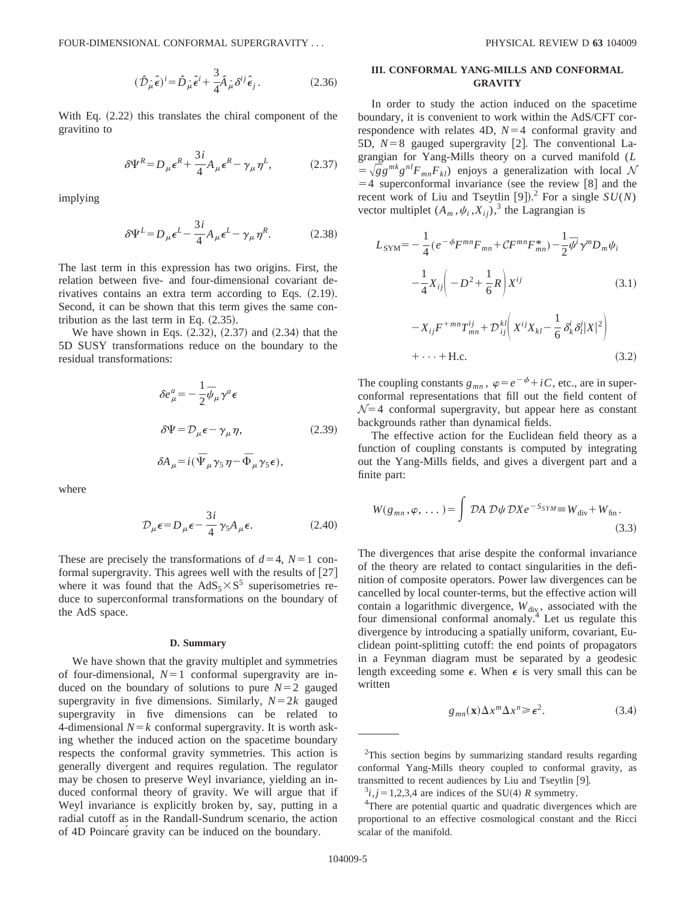$$(\hat{\mathcal{D}}_{\hat{\mu}}\hat{\epsilon})^i = \hat{D}_{\hat{\mu}}\hat{\epsilon}^i + \frac{3}{4}\hat{A}_{\hat{\mu}}\delta^{ij}\hat{\epsilon}_j. \tag{2.36}$$

With Eq. (2.22) this translates the chiral component of the gravitino to

$$\delta\Psi^R = D_\mu\epsilon^R + \frac{3i}{4}A_\mu\epsilon^R - \gamma_\mu\eta^L, \tag{2.37}$$

implying

$$\delta\Psi^L = D_\mu\epsilon^L - \frac{3i}{4}A_\mu\epsilon^L - \gamma_\mu\eta^R. \tag{2.38}$$

The last term in this expression has two origins. First, the relation between five- and four-dimensional covariant derivatives contains an extra term according to Eqs. (2.19). Second, it can be shown that this term gives the same contribution as the last term in Eq. (2.35).

We have shown in Eqs. (2.32), (2.37) and (2.34) that the 5D SUSY transformations reduce on the boundary to the residual transformations:

$$\delta e^a_\mu = -\frac{1}{2}\overline{\psi}_\mu\gamma^a\epsilon$$

$$\delta\Psi = \mathcal{D}_\mu\epsilon - \gamma_\mu\eta, \tag{2.39}$$

$$\delta A_\mu = i(\overline{\Psi}_\mu\gamma_5\eta - \overline{\Phi}_\mu\gamma_5\epsilon),$$

where

$$\mathcal{D}_\mu\epsilon = D_\mu\epsilon - \frac{3i}{4}\gamma_5 A_\mu\epsilon. \tag{2.40}$$

These are precisely the transformations of $d=4$, $N=1$ conformal supergravity. This agrees well with the results of [27] where it was found that the $\mathrm{AdS}_5\times\mathrm{S}^5$ superisometries reduce to superconformal transformations on the boundary of the AdS space.

### D. Summary

We have shown that the gravity multiplet and symmetries of four-dimensional, $N=1$ conformal supergravity are induced on the boundary of solutions to pure $N=2$ gauged supergravity in five dimensions. Similarly, $N=2k$ gauged supergravity in five dimensions can be related to 4-dimensional $N=k$ conformal supergravity. It is worth asking whether the induced action on the spacetime boundary respects the conformal gravity symmetries. This action is generally divergent and requires regulation. The regulator may be chosen to preserve Weyl invariance, yielding an induced conformal theory of gravity. We will argue that if Weyl invariance is explicitly broken by, say, putting in a radial cutoff as in the Randall-Sundrum scenario, the action of 4D Poincaré gravity can be induced on the boundary.

## III. CONFORMAL YANG-MILLS AND CONFORMAL GRAVITY

In order to study the action induced on the spacetime boundary, it is convenient to work within the AdS/CFT correspondence with relates 4D, $N=4$ conformal gravity and 5D, $N=8$ gauged supergravity [2]. The conventional Lagrangian for Yang-Mills theory on a curved manifold ($L=\sqrt{g}g^{mk}g^{nl}F_{mn}F_{kl}$) enjoys a generalization with local $\mathcal{N}=4$ superconformal invariance (see the review [8] and the recent work of Liu and Tseytlin [9]).[2] For a single $SU(N)$ vector multiplet $(A_m,\psi_i,X_{ij})$,[3] the Lagrangian is

$$L_{\mathrm{SYM}} = -\frac{1}{4}(e^{-\phi}F^{mn}F_{mn} + \mathcal{C}F^{mn}F^*_{mn}) - \frac{1}{2}\overline{\psi^i}\gamma^m D_m\psi_i$$

$$-\frac{1}{4}X_{ij}\left(-D^2 + \frac{1}{6}R\right)X^{ij} \tag{3.1}$$

$$-X_{ij}F^{+mn}T^{ij}_{mn} + \mathcal{D}^{kl}_{ij}\left(X^{ij}X_{kl} - \frac{1}{6}\delta^i_k\delta^j_l|X|^2\right)$$

$$+\cdots + \mathrm{H.c.} \tag{3.2}$$

The coupling constants $g_{mn}$, $\varphi = e^{-\phi} + iC$, etc., are in superconformal representations that fill out the field content of $\mathcal{N}=4$ conformal supergravity, but appear here as constant backgrounds rather than dynamical fields.

The effective action for the Euclidean field theory as a function of coupling constants is computed by integrating out the Yang-Mills fields, and gives a divergent part and a finite part:

$$W(g_{mn},\varphi,\ldots) = \int \mathcal{D}A\,\mathcal{D}\psi\,\mathcal{D}X e^{-S_{SYM}} \equiv W_{\mathrm{div}} + W_{\mathrm{fin}}. \tag{3.3}$$

The divergences that arise despite the conformal invariance of the theory are related to contact singularities in the definition of composite operators. Power law divergences can be cancelled by local counter-terms, but the effective action will contain a logarithmic divergence, $W_{\mathrm{div}}$, associated with the four dimensional conformal anomaly.[4] Let us regulate this divergence by introducing a spatially uniform, covariant, Euclidean point-splitting cutoff: the end points of propagators in a Feynman diagram must be separated by a geodesic length exceeding some $\epsilon$. When $\epsilon$ is very small this can be written

$$g_{mn}(\mathbf{x})\Delta x^m\Delta x^n \geqslant \epsilon^2. \tag{3.4}$$

---

[2] This section begins by summarizing standard results regarding conformal Yang-Mills theory coupled to conformal gravity, as transmitted to recent audiences by Liu and Tseytlin [9].

[3] $i,j=1,2,3,4$ are indices of the SU(4) $R$ symmetry.

[4] There are potential quartic and quadratic divergences which are proportional to an effective cosmological constant and the Ricci scalar of the manifold.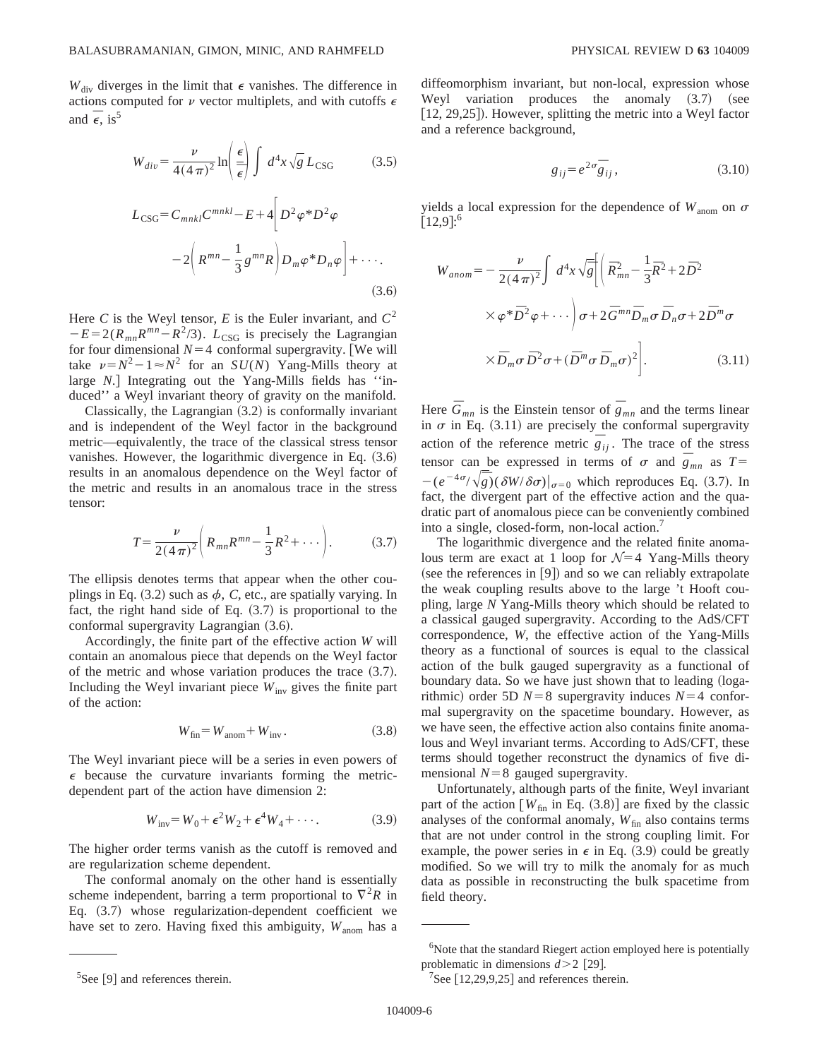$W_{\rm div}$ diverges in the limit that $\epsilon$ vanishes. The difference in actions computed for $\nu$ vector multiplets, and with cutoffs $\epsilon$ and $\bar{\epsilon}$, is[5]

$$W_{div} = \frac{\nu}{4(4\pi)^2} \ln\left(\frac{\epsilon}{\bar{\epsilon}}\right) \int d^4x \sqrt{g}\, L_{\rm CSG} \tag{3.5}$$

$$L_{\rm CSG} = C_{mnkl}C^{mnkl} - E + 4\bigg[ D^2\varphi^* D^2\varphi - 2\left(R^{mn} - \frac{1}{3}g^{mn}R\right) D_m\varphi^* D_n\varphi\bigg] + \cdots. \tag{3.6}$$

Here $C$ is the Weyl tensor, $E$ is the Euler invariant, and $C^2 - E = 2(R_{mn}R^{mn} - R^2/3)$. $L_{\rm CSG}$ is precisely the Lagrangian for four dimensional $N=4$ conformal supergravity. [We will take $\nu = N^2 - 1 \approx N^2$ for an $SU(N)$ Yang-Mills theory at large $N$.] Integrating out the Yang-Mills fields has "induced" a Weyl invariant theory of gravity on the manifold.

Classically, the Lagrangian (3.2) is conformally invariant and is independent of the Weyl factor in the background metric—equivalently, the trace of the classical stress tensor vanishes. However, the logarithmic divergence in Eq. (3.6) results in an anomalous dependence on the Weyl factor of the metric and results in an anomalous trace in the stress tensor:

$$T = \frac{\nu}{2(4\pi)^2}\left(R_{mn}R^{mn} - \frac{1}{3}R^2 + \cdots\right). \tag{3.7}$$

The ellipsis denotes terms that appear when the other couplings in Eq. (3.2) such as $\phi$, $C$, etc., are spatially varying. In fact, the right hand side of Eq. (3.7) is proportional to the conformal supergravity Lagrangian (3.6).

Accordingly, the finite part of the effective action $W$ will contain an anomalous piece that depends on the Weyl factor of the metric and whose variation produces the trace (3.7). Including the Weyl invariant piece $W_{\rm inv}$ gives the finite part of the action:

$$W_{\rm fin} = W_{\rm anom} + W_{\rm inv}. \tag{3.8}$$

The Weyl invariant piece will be a series in even powers of $\epsilon$ because the curvature invariants forming the metric-dependent part of the action have dimension 2:

$$W_{\rm inv} = W_0 + \epsilon^2 W_2 + \epsilon^4 W_4 + \cdots. \tag{3.9}$$

The higher order terms vanish as the cutoff is removed and are regularization scheme dependent.

The conformal anomaly on the other hand is essentially scheme independent, barring a term proportional to $\nabla^2 R$ in Eq. (3.7) whose regularization-dependent coefficient we have set to zero. Having fixed this ambiguity, $W_{\rm anom}$ has a diffeomorphism invariant, but non-local, expression whose Weyl variation produces the anomaly (3.7) (see [12, 29,25]). However, splitting the metric into a Weyl factor and a reference background,

$$g_{ij} = e^{2\sigma}\bar{g}_{ij}, \tag{3.10}$$

yields a local expression for the dependence of $W_{\rm anom}$ on $\sigma$ [12,9]:[6]

$$W_{anom} = -\frac{\nu}{2(4\pi)^2}\int d^4x \sqrt{\bar{g}}\bigg[\bigg(\bar{R}_{mn}^2 - \frac{1}{3}\bar{R}^2 + 2\bar{D}^2 \varphi^* \bar{D}^2\varphi + \cdots\bigg)\sigma + 2\bar{G}^{mn}\bar{D}_m\sigma\,\bar{D}_n\sigma + 2\bar{D}^m\sigma\,\bar{D}_m\sigma\,\bar{D}^2\sigma + (\bar{D}^m\sigma\,\bar{D}_m\sigma)^2\bigg]. \tag{3.11}$$

Here $\bar{G}_{mn}$ is the Einstein tensor of $\bar{g}_{mn}$ and the terms linear in $\sigma$ in Eq. (3.11) are precisely the conformal supergravity action of the reference metric $\bar{g}_{ij}$. The trace of the stress tensor can be expressed in terms of $\sigma$ and $\bar{g}_{mn}$ as $T = -(e^{-4\sigma}/\sqrt{\bar{g}})(\delta W/\delta\sigma)|_{\sigma=0}$ which reproduces Eq. (3.7). In fact, the divergent part of the effective action and the quadratic part of anomalous piece can be conveniently combined into a single, closed-form, non-local action.[7]

The logarithmic divergence and the related finite anomalous term are exact at 1 loop for $\mathcal{N}=4$ Yang-Mills theory (see the references in [9]) and so we can reliably extrapolate the weak coupling results above to the large 't Hooft coupling, large $N$ Yang-Mills theory which should be related to a classical gauged supergravity. According to the AdS/CFT correspondence, $W$, the effective action of the Yang-Mills theory as a functional of sources is equal to the classical action of the bulk gauged supergravity as a functional of boundary data. So we have just shown that to leading (logarithmic) order 5D $N=8$ supergravity induces $N=4$ conformal supergravity on the spacetime boundary. However, as we have seen, the effective action also contains finite anomalous and Weyl invariant terms. According to AdS/CFT, these terms should together reconstruct the dynamics of five dimensional $N=8$ gauged supergravity.

Unfortunately, although parts of the finite, Weyl invariant part of the action [$W_{\rm fin}$ in Eq. (3.8)] are fixed by the classic analyses of the conformal anomaly, $W_{\rm fin}$ also contains terms that are not under control in the strong coupling limit. For example, the power series in $\epsilon$ in Eq. (3.9) could be greatly modified. So we will try to milk the anomaly for as much data as possible in reconstructing the bulk spacetime from field theory.

---

[5] See [9] and references therein.

[6] Note that the standard Riegert action employed here is potentially problematic in dimensions $d>2$ [29].

[7] See [12,29,9,25] and references therein.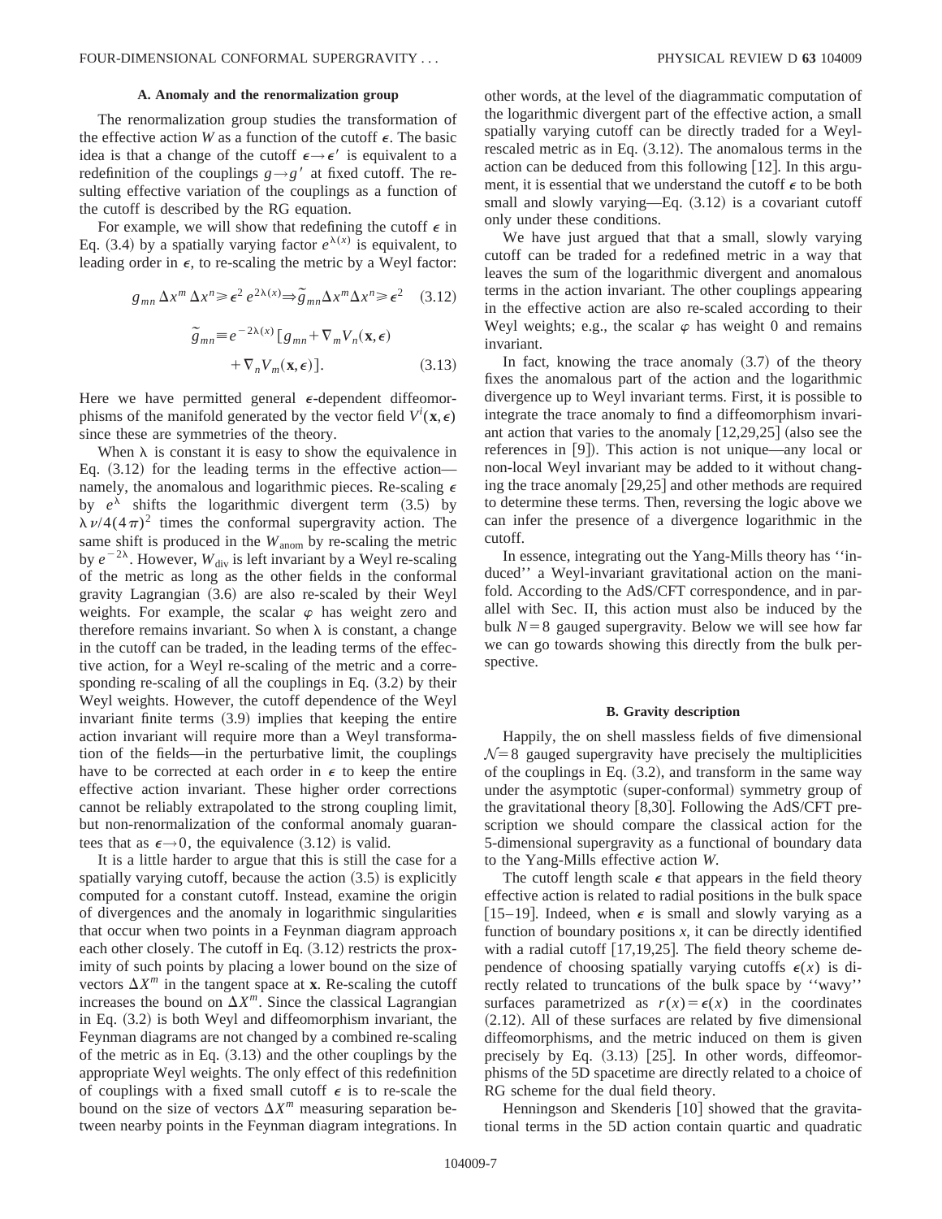### A. Anomaly and the renormalization group

The renormalization group studies the transformation of the effective action $W$ as a function of the cutoff $\epsilon$. The basic idea is that a change of the cutoff $\epsilon \to \epsilon'$ is equivalent to a redefinition of the couplings $g \to g'$ at fixed cutoff. The resulting effective variation of the couplings as a function of the cutoff is described by the RG equation.

For example, we will show that redefining the cutoff $\epsilon$ in Eq. (3.4) by a spatially varying factor $e^{\lambda(x)}$ is equivalent, to leading order in $\epsilon$, to re-scaling the metric by a Weyl factor:

$$g_{mn}\,\Delta x^m\,\Delta x^n \geqslant \epsilon^2\, e^{2\lambda(x)} \Rightarrow \tilde{g}_{mn}\Delta x^m \Delta x^n \geqslant \epsilon^2 \quad (3.12)$$

$$\tilde{g}_{mn} \equiv e^{-2\lambda(x)}\left[g_{mn} + \nabla_m V_n(\mathbf{x},\epsilon) + \nabla_n V_m(\mathbf{x},\epsilon)\right]. \quad (3.13)$$

Here we have permitted general $\epsilon$-dependent diffeomorphisms of the manifold generated by the vector field $V^i(\mathbf{x},\epsilon)$ since these are symmetries of the theory.

When $\lambda$ is constant it is easy to show the equivalence in Eq. (3.12) for the leading terms in the effective action—namely, the anomalous and logarithmic pieces. Re-scaling $\epsilon$ by $e^{\lambda}$ shifts the logarithmic divergent term (3.5) by $\lambda \nu/4(4\pi)^2$ times the conformal supergravity action. The same shift is produced in the $W_{\text{anom}}$ by re-scaling the metric by $e^{-2\lambda}$. However, $W_{\text{div}}$ is left invariant by a Weyl re-scaling of the metric as long as the other fields in the conformal gravity Lagrangian (3.6) are also re-scaled by their Weyl weights. For example, the scalar $\varphi$ has weight zero and therefore remains invariant. So when $\lambda$ is constant, a change in the cutoff can be traded, in the leading terms of the effective action, for a Weyl re-scaling of the metric and a corresponding re-scaling of all the couplings in Eq. (3.2) by their Weyl weights. However, the cutoff dependence of the Weyl invariant finite terms (3.9) implies that keeping the entire action invariant will require more than a Weyl transformation of the fields—in the perturbative limit, the couplings have to be corrected at each order in $\epsilon$ to keep the entire effective action invariant. These higher order corrections cannot be reliably extrapolated to the strong coupling limit, but non-renormalization of the conformal anomaly guarantees that as $\epsilon \to 0$, the equivalence (3.12) is valid.

It is a little harder to argue that this is still the case for a spatially varying cutoff, because the action (3.5) is explicitly computed for a constant cutoff. Instead, examine the origin of divergences and the anomaly in logarithmic singularities that occur when two points in a Feynman diagram approach each other closely. The cutoff in Eq. (3.12) restricts the proximity of such points by placing a lower bound on the size of vectors $\Delta X^m$ in the tangent space at $\mathbf{x}$. Re-scaling the cutoff increases the bound on $\Delta X^m$. Since the classical Lagrangian in Eq. (3.2) is both Weyl and diffeomorphism invariant, the Feynman diagrams are not changed by a combined re-scaling of the metric as in Eq. (3.13) and the other couplings by the appropriate Weyl weights. The only effect of this redefinition of couplings with a fixed small cutoff $\epsilon$ is to re-scale the bound on the size of vectors $\Delta X^m$ measuring separation between nearby points in the Feynman diagram integrations. In other words, at the level of the diagrammatic computation of the logarithmic divergent part of the effective action, a small spatially varying cutoff can be directly traded for a Weyl-rescaled metric as in Eq. (3.12). The anomalous terms in the action can be deduced from this following [12]. In this argument, it is essential that we understand the cutoff $\epsilon$ to be both small and slowly varying—Eq. (3.12) is a covariant cutoff only under these conditions.

We have just argued that that a small, slowly varying cutoff can be traded for a redefined metric in a way that leaves the sum of the logarithmic divergent and anomalous terms in the action invariant. The other couplings appearing in the effective action are also re-scaled according to their Weyl weights; e.g., the scalar $\varphi$ has weight 0 and remains invariant.

In fact, knowing the trace anomaly (3.7) of the theory fixes the anomalous part of the action and the logarithmic divergence up to Weyl invariant terms. First, it is possible to integrate the trace anomaly to find a diffeomorphism invariant action that varies to the anomaly [12,29,25] (also see the references in [9]). This action is not unique—any local or non-local Weyl invariant may be added to it without changing the trace anomaly [29,25] and other methods are required to determine these terms. Then, reversing the logic above we can infer the presence of a divergence logarithmic in the cutoff.

In essence, integrating out the Yang-Mills theory has "induced" a Weyl-invariant gravitational action on the manifold. According to the AdS/CFT correspondence, and in parallel with Sec. II, this action must also be induced by the bulk $N=8$ gauged supergravity. Below we will see how far we can go towards showing this directly from the bulk perspective.

### B. Gravity description

Happily, the on shell massless fields of five dimensional $\mathcal{N}=8$ gauged supergravity have precisely the multiplicities of the couplings in Eq. (3.2), and transform in the same way under the asymptotic (super-conformal) symmetry group of the gravitational theory [8,30]. Following the AdS/CFT prescription we should compare the classical action for the 5-dimensional supergravity as a functional of boundary data to the Yang-Mills effective action $W$.

The cutoff length scale $\epsilon$ that appears in the field theory effective action is related to radial positions in the bulk space [15–19]. Indeed, when $\epsilon$ is small and slowly varying as a function of boundary positions $x$, it can be directly identified with a radial cutoff [17,19,25]. The field theory scheme dependence of choosing spatially varying cutoffs $\epsilon(x)$ is directly related to truncations of the bulk space by "wavy" surfaces parametrized as $r(x)=\epsilon(x)$ in the coordinates (2.12). All of these surfaces are related by five dimensional diffeomorphisms, and the metric induced on them is given precisely by Eq. (3.13) [25]. In other words, diffeomorphisms of the 5D spacetime are directly related to a choice of RG scheme for the dual field theory.

Henningson and Skenderis [10] showed that the gravitational terms in the 5D action contain quartic and quadratic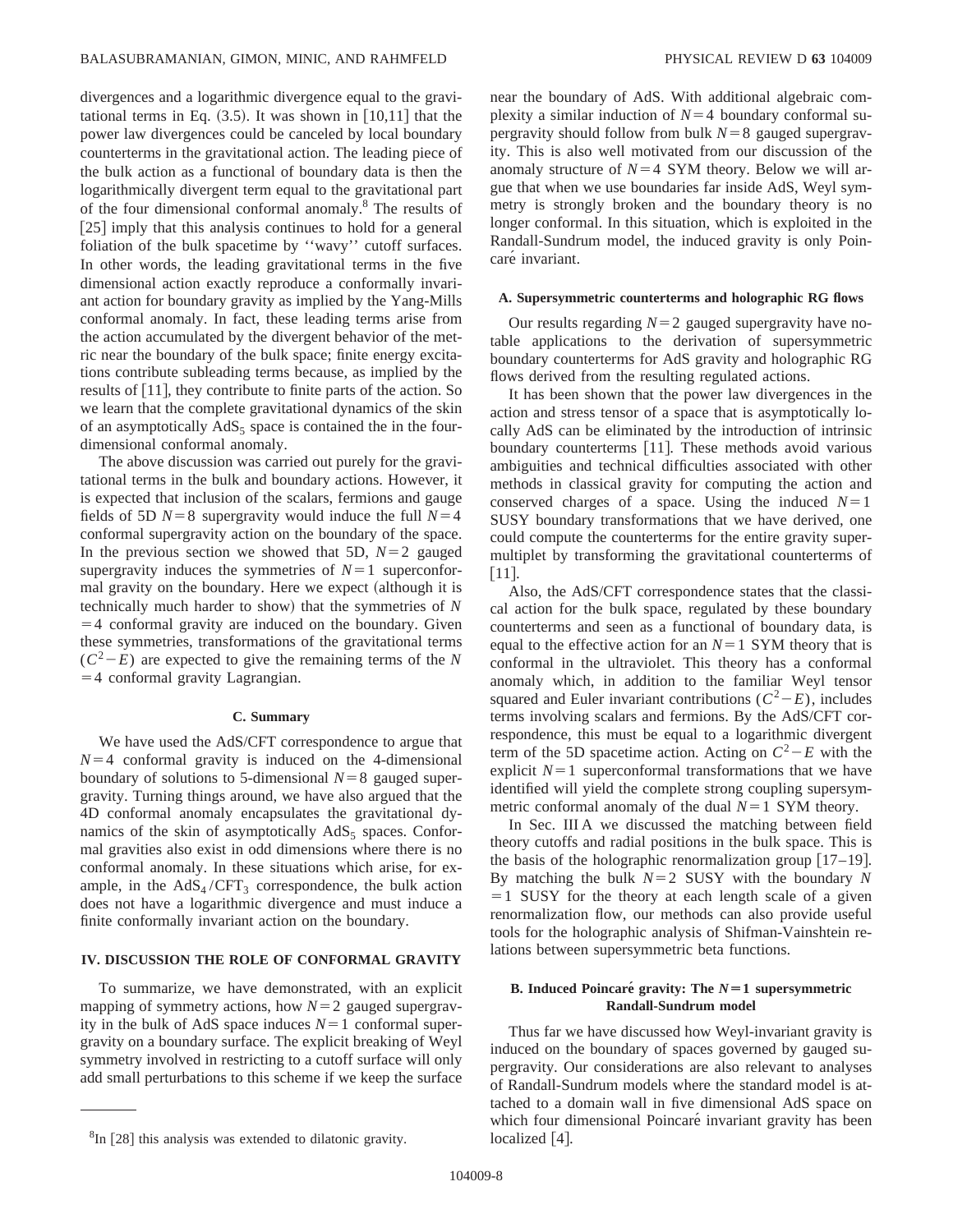divergences and a logarithmic divergence equal to the gravitational terms in Eq. (3.5). It was shown in [10,11] that the power law divergences could be canceled by local boundary counterterms in the gravitational action. The leading piece of the bulk action as a functional of boundary data is then the logarithmically divergent term equal to the gravitational part of the four dimensional conformal anomaly.[8] The results of [25] imply that this analysis continues to hold for a general foliation of the bulk spacetime by ''wavy'' cutoff surfaces. In other words, the leading gravitational terms in the five dimensional action exactly reproduce a conformally invariant action for boundary gravity as implied by the Yang-Mills conformal anomaly. In fact, these leading terms arise from the action accumulated by the divergent behavior of the metric near the boundary of the bulk space; finite energy excitations contribute subleading terms because, as implied by the results of [11], they contribute to finite parts of the action. So we learn that the complete gravitational dynamics of the skin of an asymptotically $AdS_5$ space is contained the in the four-dimensional conformal anomaly.

The above discussion was carried out purely for the gravitational terms in the bulk and boundary actions. However, it is expected that inclusion of the scalars, fermions and gauge fields of 5D $N=8$ supergravity would induce the full $N=4$ conformal supergravity action on the boundary of the space. In the previous section we showed that 5D, $N=2$ gauged supergravity induces the symmetries of $N=1$ superconformal gravity on the boundary. Here we expect (although it is technically much harder to show) that the symmetries of $N=4$ conformal gravity are induced on the boundary. Given these symmetries, transformations of the gravitational terms $(C^2-E)$ are expected to give the remaining terms of the $N=4$ conformal gravity Lagrangian.

### C. Summary

We have used the AdS/CFT correspondence to argue that $N=4$ conformal gravity is induced on the 4-dimensional boundary of solutions to 5-dimensional $N=8$ gauged supergravity. Turning things around, we have also argued that the 4D conformal anomaly encapsulates the gravitational dynamics of the skin of asymptotically $AdS_5$ spaces. Conformal gravities also exist in odd dimensions where there is no conformal anomaly. In these situations which arise, for example, in the $AdS_4/CFT_3$ correspondence, the bulk action does not have a logarithmic divergence and must induce a finite conformally invariant action on the boundary.

## IV. DISCUSSION THE ROLE OF CONFORMAL GRAVITY

To summarize, we have demonstrated, with an explicit mapping of symmetry actions, how $N=2$ gauged supergravity in the bulk of AdS space induces $N=1$ conformal supergravity on a boundary surface. The explicit breaking of Weyl symmetry involved in restricting to a cutoff surface will only add small perturbations to this scheme if we keep the surface near the boundary of AdS. With additional algebraic complexity a similar induction of $N=4$ boundary conformal supergravity should follow from bulk $N=8$ gauged supergravity. This is also well motivated from our discussion of the anomaly structure of $N=4$ SYM theory. Below we will argue that when we use boundaries far inside AdS, Weyl symmetry is strongly broken and the boundary theory is no longer conformal. In this situation, which is exploited in the Randall-Sundrum model, the induced gravity is only Poincaré invariant.

### A. Supersymmetric counterterms and holographic RG flows

Our results regarding $N=2$ gauged supergravity have notable applications to the derivation of supersymmetric boundary counterterms for AdS gravity and holographic RG flows derived from the resulting regulated actions.

It has been shown that the power law divergences in the action and stress tensor of a space that is asymptotically locally AdS can be eliminated by the introduction of intrinsic boundary counterterms [11]. These methods avoid various ambiguities and technical difficulties associated with other methods in classical gravity for computing the action and conserved charges of a space. Using the induced $N=1$ SUSY boundary transformations that we have derived, one could compute the counterterms for the entire gravity supermultiplet by transforming the gravitational counterterms of [11].

Also, the AdS/CFT correspondence states that the classical action for the bulk space, regulated by these boundary counterterms and seen as a functional of boundary data, is equal to the effective action for an $N=1$ SYM theory that is conformal in the ultraviolet. This theory has a conformal anomaly which, in addition to the familiar Weyl tensor squared and Euler invariant contributions $(C^2-E)$, includes terms involving scalars and fermions. By the AdS/CFT correspondence, this must be equal to a logarithmic divergent term of the 5D spacetime action. Acting on $C^2-E$ with the explicit $N=1$ superconformal transformations that we have identified will yield the complete strong coupling supersymmetric conformal anomaly of the dual $N=1$ SYM theory.

In Sec. III A we discussed the matching between field theory cutoffs and radial positions in the bulk space. This is the basis of the holographic renormalization group [17–19]. By matching the bulk $N=2$ SUSY with the boundary $N=1$ SUSY for the theory at each length scale of a given renormalization flow, our methods can also provide useful tools for the holographic analysis of Shifman-Vainshtein relations between supersymmetric beta functions.

### B. Induced Poincaré gravity: The $N=1$ supersymmetric Randall-Sundrum model

Thus far we have discussed how Weyl-invariant gravity is induced on the boundary of spaces governed by gauged supergravity. Our considerations are also relevant to analyses of Randall-Sundrum models where the standard model is attached to a domain wall in five dimensional AdS space on which four dimensional Poincaré invariant gravity has been localized [4].

---

[8] In [28] this analysis was extended to dilatonic gravity.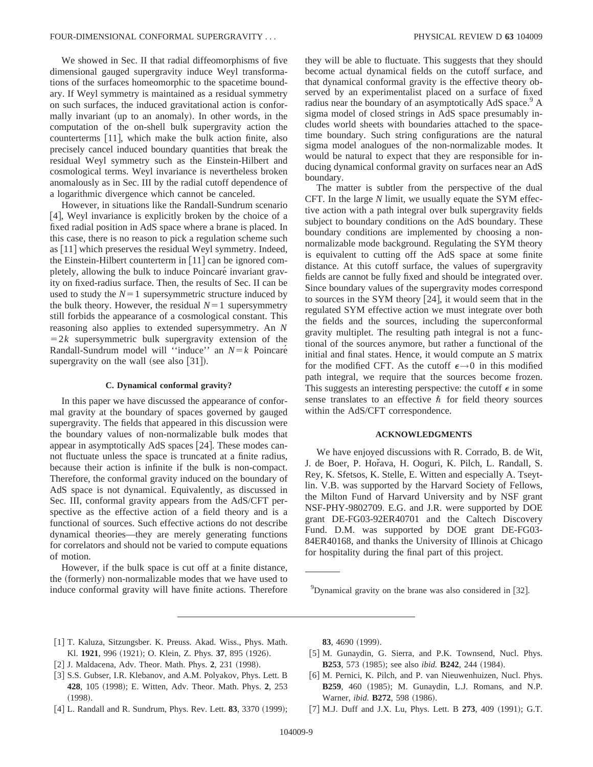We showed in Sec. II that radial diffeomorphisms of five dimensional gauged supergravity induce Weyl transformations of the surfaces homeomorphic to the spacetime boundary. If Weyl symmetry is maintained as a residual symmetry on such surfaces, the induced gravitational action is conformally invariant (up to an anomaly). In other words, in the computation of the on-shell bulk supergravity action the counterterms [11], which make the bulk action finite, also precisely cancel induced boundary quantities that break the residual Weyl symmetry such as the Einstein-Hilbert and cosmological terms. Weyl invariance is nevertheless broken anomalously as in Sec. III by the radial cutoff dependence of a logarithmic divergence which cannot be canceled.

However, in situations like the Randall-Sundrum scenario [4], Weyl invariance is explicitly broken by the choice of a fixed radial position in AdS space where a brane is placed. In this case, there is no reason to pick a regulation scheme such as [11] which preserves the residual Weyl symmetry. Indeed, the Einstein-Hilbert counterterm in [11] can be ignored completely, allowing the bulk to induce Poincaré invariant gravity on fixed-radius surface. Then, the results of Sec. II can be used to study the $N=1$ supersymmetric structure induced by the bulk theory. However, the residual $N=1$ supersymmetry still forbids the appearance of a cosmological constant. This reasoning also applies to extended supersymmetry. An $N=2k$ supersymmetric bulk supergravity extension of the Randall-Sundrum model will ''induce'' an $N=k$ Poincaré supergravity on the wall (see also [31]).

### C. Dynamical conformal gravity?

In this paper we have discussed the appearance of conformal gravity at the boundary of spaces governed by gauged supergravity. The fields that appeared in this discussion were the boundary values of non-normalizable bulk modes that appear in asymptotically AdS spaces [24]. These modes cannot fluctuate unless the space is truncated at a finite radius, because their action is infinite if the bulk is non-compact. Therefore, the conformal gravity induced on the boundary of AdS space is not dynamical. Equivalently, as discussed in Sec. III, conformal gravity appears from the AdS/CFT perspective as the effective action of a field theory and is a functional of sources. Such effective actions do not describe dynamical theories—they are merely generating functions for correlators and should not be varied to compute equations of motion.

However, if the bulk space is cut off at a finite distance, the (formerly) non-normalizable modes that we have used to induce conformal gravity will have finite actions. Therefore they will be able to fluctuate. This suggests that they should become actual dynamical fields on the cutoff surface, and that dynamical conformal gravity is the effective theory observed by an experimentalist placed on a surface of fixed radius near the boundary of an asymptotically AdS space.[9] A sigma model of closed strings in AdS space presumably includes world sheets with boundaries attached to the spacetime boundary. Such string configurations are the natural sigma model analogues of the non-normalizable modes. It would be natural to expect that they are responsible for inducing dynamical conformal gravity on surfaces near an AdS boundary.

The matter is subtler from the perspective of the dual CFT. In the large $N$ limit, we usually equate the SYM effective action with a path integral over bulk supergravity fields subject to boundary conditions on the AdS boundary. These boundary conditions are implemented by choosing a non-normalizable mode background. Regulating the SYM theory is equivalent to cutting off the AdS space at some finite distance. At this cutoff surface, the values of supergravity fields are cannot be fully fixed and should be integrated over. Since boundary values of the supergravity modes correspond to sources in the SYM theory [24], it would seem that in the regulated SYM effective action we must integrate over both the fields and the sources, including the superconformal gravity multiplet. The resulting path integral is not a functional of the sources anymore, but rather a functional of the initial and final states. Hence, it would compute an $S$ matrix for the modified CFT. As the cutoff $\epsilon \rightarrow 0$ in this modified path integral, we require that the sources become frozen. This suggests an interesting perspective: the cutoff $\epsilon$ in some sense translates to an effective $\hbar$ for field theory sources within the AdS/CFT correspondence.

### ACKNOWLEDGMENTS

We have enjoyed discussions with R. Corrado, B. de Wit, J. de Boer, P. Hořava, H. Ooguri, K. Pilch, L. Randall, S. Rey, K. Sfetsos, K. Stelle, E. Witten and especially A. Tseytlin. V.B. was supported by the Harvard Society of Fellows, the Milton Fund of Harvard University and by NSF grant NSF-PHY-9802709. E.G. and J.R. were supported by DOE grant DE-FG03-92ER40701 and the Caltech Discovery Fund. D.M. was supported by DOE grant DE-FG03-84ER40168, and thanks the University of Illinois at Chicago for hospitality during the final part of this project.

[9] Dynamical gravity on the brane was also considered in [32].

[1] T. Kaluza, Sitzungsber. K. Preuss. Akad. Wiss., Phys. Math. Kl. **1921**, 996 (1921); O. Klein, Z. Phys. **37**, 895 (1926).

[2] J. Maldacena, Adv. Theor. Math. Phys. **2**, 231 (1998).

[3] S.S. Gubser, I.R. Klebanov, and A.M. Polyakov, Phys. Lett. B **428**, 105 (1998); E. Witten, Adv. Theor. Math. Phys. **2**, 253 (1998).

[4] L. Randall and R. Sundrum, Phys. Rev. Lett. **83**, 3370 (1999); **83**, 4690 (1999).

[5] M. Gunaydin, G. Sierra, and P.K. Townsend, Nucl. Phys. **B253**, 573 (1985); see also *ibid.* **B242**, 244 (1984).

[6] M. Pernici, K. Pilch, and P. van Nieuwenhuizen, Nucl. Phys. **B259**, 460 (1985); M. Gunaydin, L.J. Romans, and N.P. Warner, *ibid.* **B272**, 598 (1986).

[7] M.J. Duff and J.X. Lu, Phys. Lett. B **273**, 409 (1991); G.T.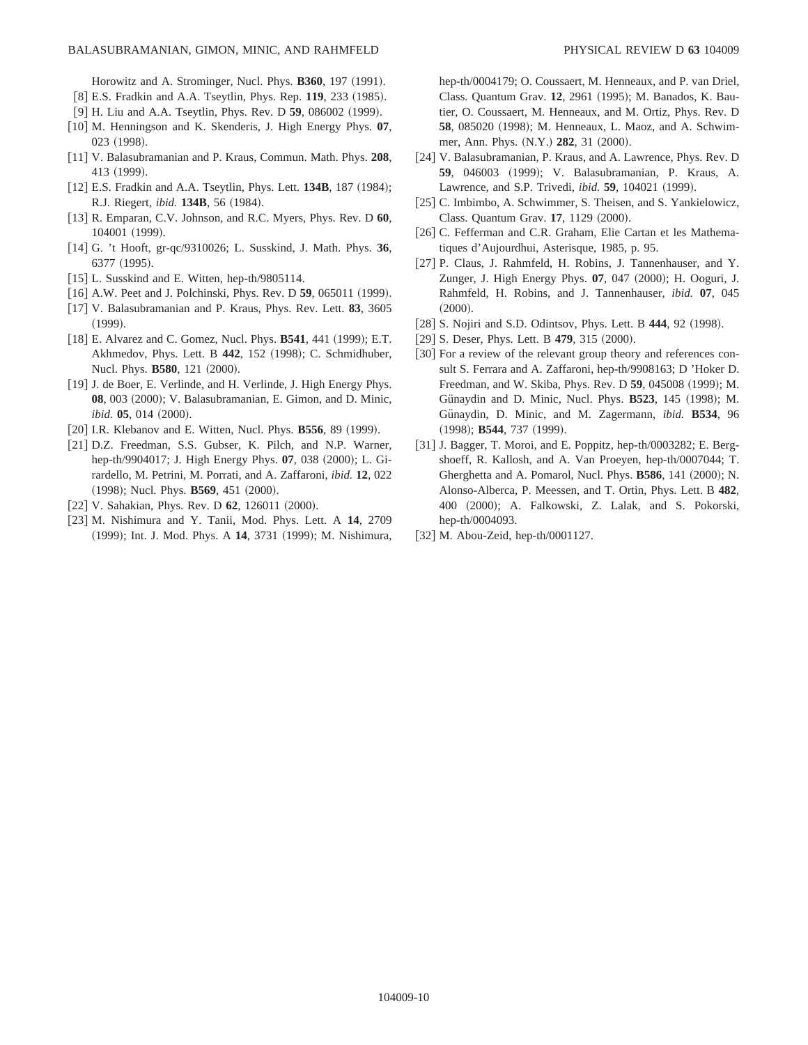Horowitz and A. Strominger, Nucl. Phys. **B360**, 197 (1991).

[8] E.S. Fradkin and A.A. Tseytlin, Phys. Rep. **119**, 233 (1985).

[9] H. Liu and A.A. Tseytlin, Phys. Rev. D **59**, 086002 (1999).

[10] M. Henningson and K. Skenderis, J. High Energy Phys. **07**, 023 (1998).

[11] V. Balasubramanian and P. Kraus, Commun. Math. Phys. **208**, 413 (1999).

[12] E.S. Fradkin and A.A. Tseytlin, Phys. Lett. **134B**, 187 (1984); R.J. Riegert, *ibid.* **134B**, 56 (1984).

[13] R. Emparan, C.V. Johnson, and R.C. Myers, Phys. Rev. D **60**, 104001 (1999).

[14] G. 't Hooft, gr-qc/9310026; L. Susskind, J. Math. Phys. **36**, 6377 (1995).

[15] L. Susskind and E. Witten, hep-th/9805114.

[16] A.W. Peet and J. Polchinski, Phys. Rev. D **59**, 065011 (1999).

[17] V. Balasubramanian and P. Kraus, Phys. Rev. Lett. **83**, 3605 (1999).

[18] E. Alvarez and C. Gomez, Nucl. Phys. **B541**, 441 (1999); E.T. Akhmedov, Phys. Lett. B **442**, 152 (1998); C. Schmidhuber, Nucl. Phys. **B580**, 121 (2000).

[19] J. de Boer, E. Verlinde, and H. Verlinde, J. High Energy Phys. **08**, 003 (2000); V. Balasubramanian, E. Gimon, and D. Minic, *ibid.* **05**, 014 (2000).

[20] I.R. Klebanov and E. Witten, Nucl. Phys. **B556**, 89 (1999).

[21] D.Z. Freedman, S.S. Gubser, K. Pilch, and N.P. Warner, hep-th/9904017; J. High Energy Phys. **07**, 038 (2000); L. Girardello, M. Petrini, M. Porrati, and A. Zaffaroni, *ibid.* **12**, 022 (1998); Nucl. Phys. **B569**, 451 (2000).

[22] V. Sahakian, Phys. Rev. D **62**, 126011 (2000).

[23] M. Nishimura and Y. Tanii, Mod. Phys. Lett. A **14**, 2709 (1999); Int. J. Mod. Phys. A **14**, 3731 (1999); M. Nishimura, hep-th/0004179; O. Coussaert, M. Henneaux, and P. van Driel, Class. Quantum Grav. **12**, 2961 (1995); M. Banados, K. Bautier, O. Coussaert, M. Henneaux, and M. Ortiz, Phys. Rev. D **58**, 085020 (1998); M. Henneaux, L. Maoz, and A. Schwimmer, Ann. Phys. (N.Y.) **282**, 31 (2000).

[24] V. Balasubramanian, P. Kraus, and A. Lawrence, Phys. Rev. D **59**, 046003 (1999); V. Balasubramanian, P. Kraus, A. Lawrence, and S.P. Trivedi, *ibid.* **59**, 104021 (1999).

[25] C. Imbimbo, A. Schwimmer, S. Theisen, and S. Yankielowicz, Class. Quantum Grav. **17**, 1129 (2000).

[26] C. Fefferman and C.R. Graham, Elie Cartan et les Mathematiques d'Aujourdhui, Asterisque, 1985, p. 95.

[27] P. Claus, J. Rahmfeld, H. Robins, J. Tannenhauser, and Y. Zunger, J. High Energy Phys. **07**, 047 (2000); H. Ooguri, J. Rahmfeld, H. Robins, and J. Tannenhauser, *ibid.* **07**, 045 (2000).

[28] S. Nojiri and S.D. Odintsov, Phys. Lett. B **444**, 92 (1998).

[29] S. Deser, Phys. Lett. B **479**, 315 (2000).

[30] For a review of the relevant group theory and references consult S. Ferrara and A. Zaffaroni, hep-th/9908163; D 'Hoker D. Freedman, and W. Skiba, Phys. Rev. D **59**, 045008 (1999); M. Günaydin and D. Minic, Nucl. Phys. **B523**, 145 (1998); M. Günaydin, D. Minic, and M. Zagermann, *ibid.* **B534**, 96 (1998); **B544**, 737 (1999).

[31] J. Bagger, T. Moroi, and E. Poppitz, hep-th/0003282; E. Bergshoeff, R. Kallosh, and A. Van Proeyen, hep-th/0007044; T. Gherghetta and A. Pomarol, Nucl. Phys. **B586**, 141 (2000); N. Alonso-Alberca, P. Meessen, and T. Ortin, Phys. Lett. B **482**, 400 (2000); A. Falkowski, Z. Lalak, and S. Pokorski, hep-th/0004093.

[32] M. Abou-Zeid, hep-th/0001127.